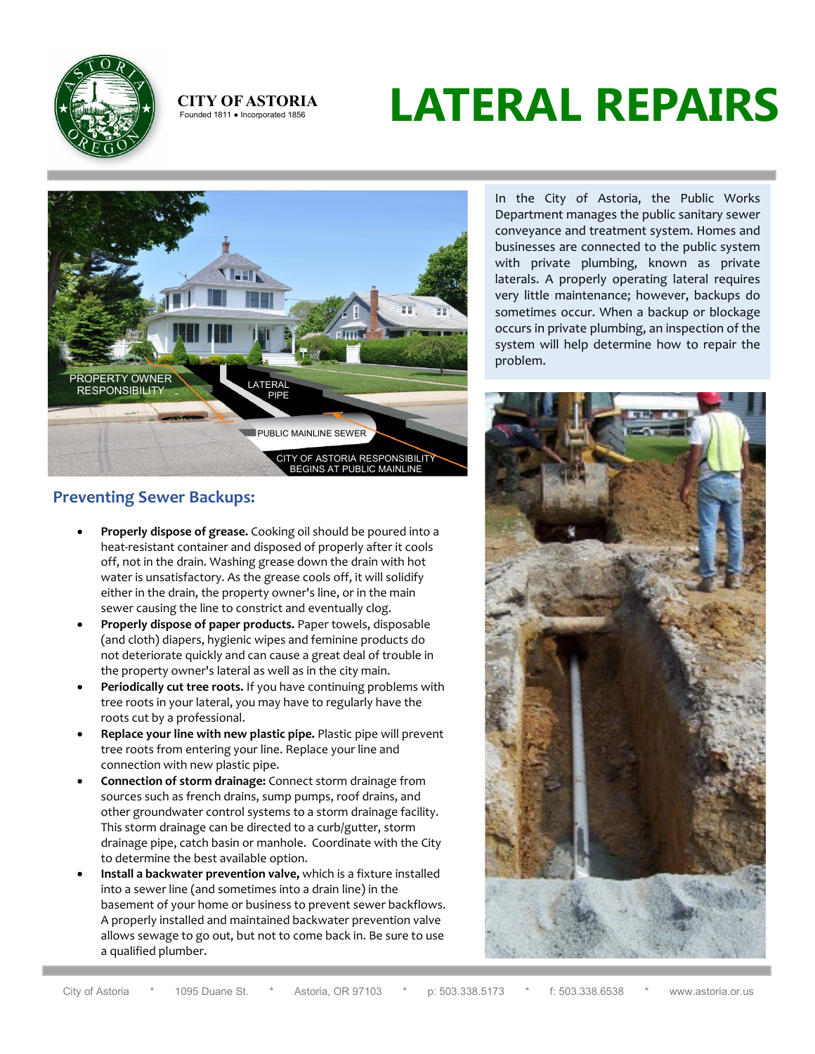**CITY OF ASTORIA**
Founded 1811 ● Incorporated 1856

# LATERAL REPAIRS

PROPERTY OWNER RESPONSIBILITY

LATERAL PIPE

PUBLIC MAINLINE SEWER

CITY OF ASTORIA RESPONSIBILITY BEGINS AT PUBLIC MAINLINE

In the City of Astoria, the Public Works Department manages the public sanitary sewer conveyance and treatment system. Homes and businesses are connected to the public system with private plumbing, known as private laterals. A properly operating lateral requires very little maintenance; however, backups do sometimes occur. When a backup or blockage occurs in private plumbing, an inspection of the system will help determine how to repair the problem.

## Preventing Sewer Backups:

- **Properly dispose of grease.** Cooking oil should be poured into a heat-resistant container and disposed of properly after it cools off, not in the drain. Washing grease down the drain with hot water is unsatisfactory. As the grease cools off, it will solidify either in the drain, the property owner's line, or in the main sewer causing the line to constrict and eventually clog.
- **Properly dispose of paper products.** Paper towels, disposable (and cloth) diapers, hygienic wipes and feminine products do not deteriorate quickly and can cause a great deal of trouble in the property owner's lateral as well as in the city main.
- **Periodically cut tree roots.** If you have continuing problems with tree roots in your lateral, you may have to regularly have the roots cut by a professional.
- **Replace your line with new plastic pipe.** Plastic pipe will prevent tree roots from entering your line. Replace your line and connection with new plastic pipe.
- **Connection of storm drainage:** Connect storm drainage from sources such as french drains, sump pumps, roof drains, and other groundwater control systems to a storm drainage facility. This storm drainage can be directed to a curb/gutter, storm drainage pipe, catch basin or manhole. Coordinate with the City to determine the best available option.
- **Install a backwater prevention valve,** which is a fixture installed into a sewer line (and sometimes into a drain line) in the basement of your home or business to prevent sewer backflows. A properly installed and maintained backwater prevention valve allows sewage to go out, but not to come back in. Be sure to use a qualified plumber.

City of Astoria * 1095 Duane St. * Astoria, OR 97103 * p: 503.338.5173 * f: 503.338.6538 * www.astoria.or.us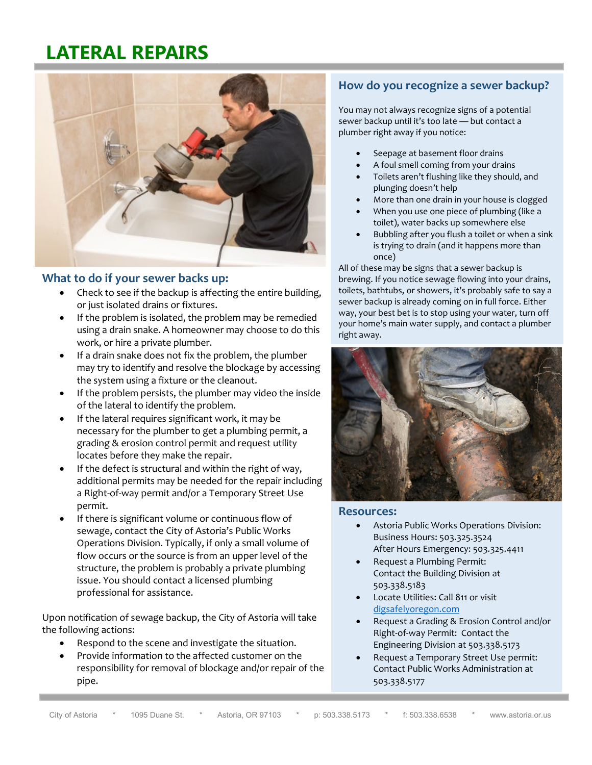# LATERAL REPAIRS

## What to do if your sewer backs up:

- Check to see if the backup is affecting the entire building, or just isolated drains or fixtures.
- If the problem is isolated, the problem may be remedied using a drain snake. A homeowner may choose to do this work, or hire a private plumber.
- If a drain snake does not fix the problem, the plumber may try to identify and resolve the blockage by accessing the system using a fixture or the cleanout.
- If the problem persists, the plumber may video the inside of the lateral to identify the problem.
- If the lateral requires significant work, it may be necessary for the plumber to get a plumbing permit, a grading & erosion control permit and request utility locates before they make the repair.
- If the defect is structural and within the right of way, additional permits may be needed for the repair including a Right-of-way permit and/or a Temporary Street Use permit.
- If there is significant volume or continuous flow of sewage, contact the City of Astoria's Public Works Operations Division. Typically, if only a small volume of flow occurs or the source is from an upper level of the structure, the problem is probably a private plumbing issue. You should contact a licensed plumbing professional for assistance.

Upon notification of sewage backup, the City of Astoria will take the following actions:

- Respond to the scene and investigate the situation.
- Provide information to the affected customer on the responsibility for removal of blockage and/or repair of the pipe.

## How do you recognize a sewer backup?

You may not always recognize signs of a potential sewer backup until it's too late — but contact a plumber right away if you notice:

- Seepage at basement floor drains
- A foul smell coming from your drains
- Toilets aren't flushing like they should, and plunging doesn't help
- More than one drain in your house is clogged
- When you use one piece of plumbing (like a toilet), water backs up somewhere else
- Bubbling after you flush a toilet or when a sink is trying to drain (and it happens more than once)

All of these may be signs that a sewer backup is brewing. If you notice sewage flowing into your drains, toilets, bathtubs, or showers, it's probably safe to say a sewer backup is already coming on in full force. Either way, your best bet is to stop using your water, turn off your home's main water supply, and contact a plumber right away.

## Resources:

- Astoria Public Works Operations Division:
  Business Hours: 503.325.3524
  After Hours Emergency: 503.325.4411
- Request a Plumbing Permit:
  Contact the Building Division at 503.338.5183
- Locate Utilities: Call 811 or visit digsafelyoregon.com
- Request a Grading & Erosion Control and/or Right-of-way Permit: Contact the Engineering Division at 503.338.5173
- Request a Temporary Street Use permit: Contact Public Works Administration at 503.338.5177

City of Astoria * 1095 Duane St. * Astoria, OR 97103 * p: 503.338.5173 * f: 503.338.6538 * www.astoria.or.us